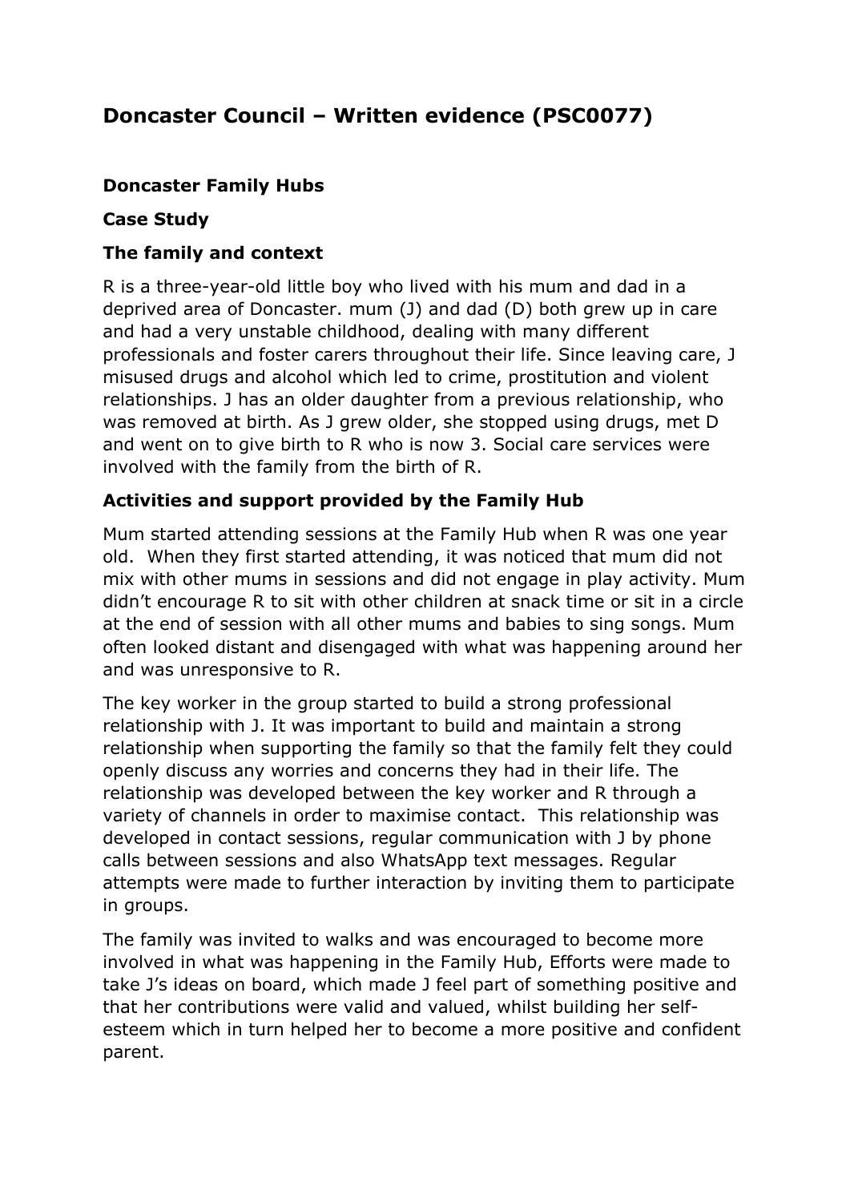# Doncaster Council – Written evidence (PSC0077)

## Doncaster Family Hubs

### Case Study

### The family and context

R is a three-year-old little boy who lived with his mum and dad in a deprived area of Doncaster. mum (J) and dad (D) both grew up in care and had a very unstable childhood, dealing with many different professionals and foster carers throughout their life. Since leaving care, J misused drugs and alcohol which led to crime, prostitution and violent relationships. J has an older daughter from a previous relationship, who was removed at birth. As J grew older, she stopped using drugs, met D and went on to give birth to R who is now 3. Social care services were involved with the family from the birth of R.

### Activities and support provided by the Family Hub

Mum started attending sessions at the Family Hub when R was one year old. When they first started attending, it was noticed that mum did not mix with other mums in sessions and did not engage in play activity. Mum didn't encourage R to sit with other children at snack time or sit in a circle at the end of session with all other mums and babies to sing songs. Mum often looked distant and disengaged with what was happening around her and was unresponsive to R.

The key worker in the group started to build a strong professional relationship with J. It was important to build and maintain a strong relationship when supporting the family so that the family felt they could openly discuss any worries and concerns they had in their life. The relationship was developed between the key worker and R through a variety of channels in order to maximise contact. This relationship was developed in contact sessions, regular communication with J by phone calls between sessions and also WhatsApp text messages. Regular attempts were made to further interaction by inviting them to participate in groups.

The family was invited to walks and was encouraged to become more involved in what was happening in the Family Hub, Efforts were made to take J's ideas on board, which made J feel part of something positive and that her contributions were valid and valued, whilst building her self-esteem which in turn helped her to become a more positive and confident parent.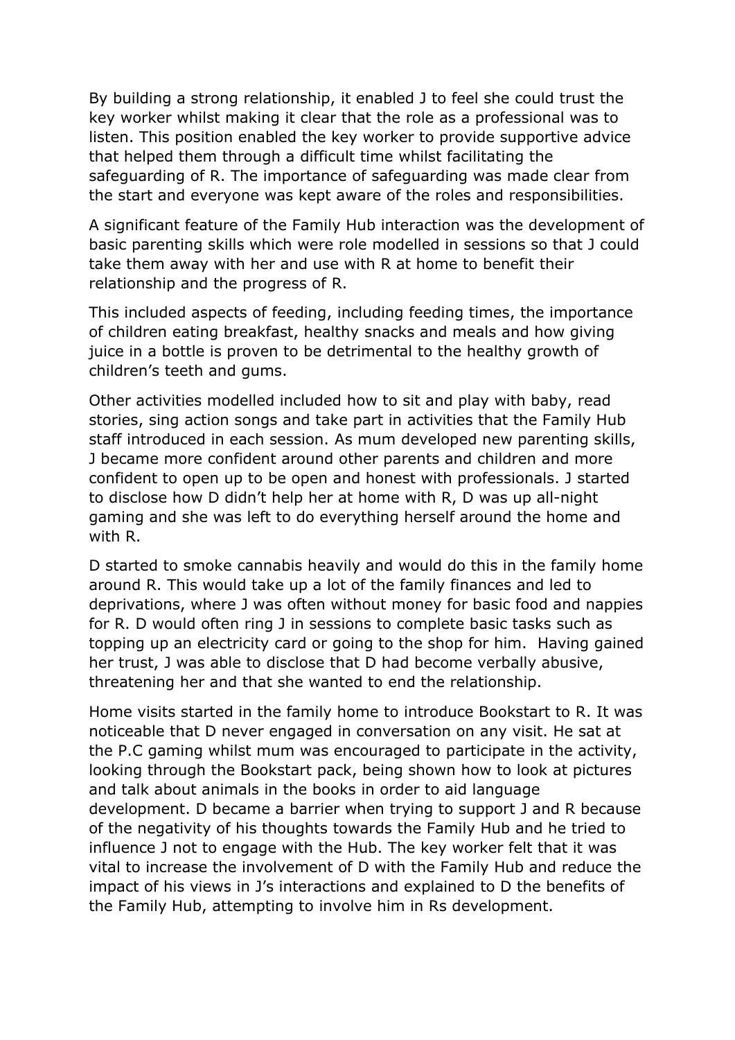By building a strong relationship, it enabled J to feel she could trust the key worker whilst making it clear that the role as a professional was to listen. This position enabled the key worker to provide supportive advice that helped them through a difficult time whilst facilitating the safeguarding of R. The importance of safeguarding was made clear from the start and everyone was kept aware of the roles and responsibilities.

A significant feature of the Family Hub interaction was the development of basic parenting skills which were role modelled in sessions so that J could take them away with her and use with R at home to benefit their relationship and the progress of R.

This included aspects of feeding, including feeding times, the importance of children eating breakfast, healthy snacks and meals and how giving juice in a bottle is proven to be detrimental to the healthy growth of children's teeth and gums.

Other activities modelled included how to sit and play with baby, read stories, sing action songs and take part in activities that the Family Hub staff introduced in each session. As mum developed new parenting skills, J became more confident around other parents and children and more confident to open up to be open and honest with professionals. J started to disclose how D didn't help her at home with R, D was up all-night gaming and she was left to do everything herself around the home and with R.

D started to smoke cannabis heavily and would do this in the family home around R. This would take up a lot of the family finances and led to deprivations, where J was often without money for basic food and nappies for R. D would often ring J in sessions to complete basic tasks such as topping up an electricity card or going to the shop for him. Having gained her trust, J was able to disclose that D had become verbally abusive, threatening her and that she wanted to end the relationship.

Home visits started in the family home to introduce Bookstart to R. It was noticeable that D never engaged in conversation on any visit. He sat at the P.C gaming whilst mum was encouraged to participate in the activity, looking through the Bookstart pack, being shown how to look at pictures and talk about animals in the books in order to aid language development. D became a barrier when trying to support J and R because of the negativity of his thoughts towards the Family Hub and he tried to influence J not to engage with the Hub. The key worker felt that it was vital to increase the involvement of D with the Family Hub and reduce the impact of his views in J's interactions and explained to D the benefits of the Family Hub, attempting to involve him in Rs development.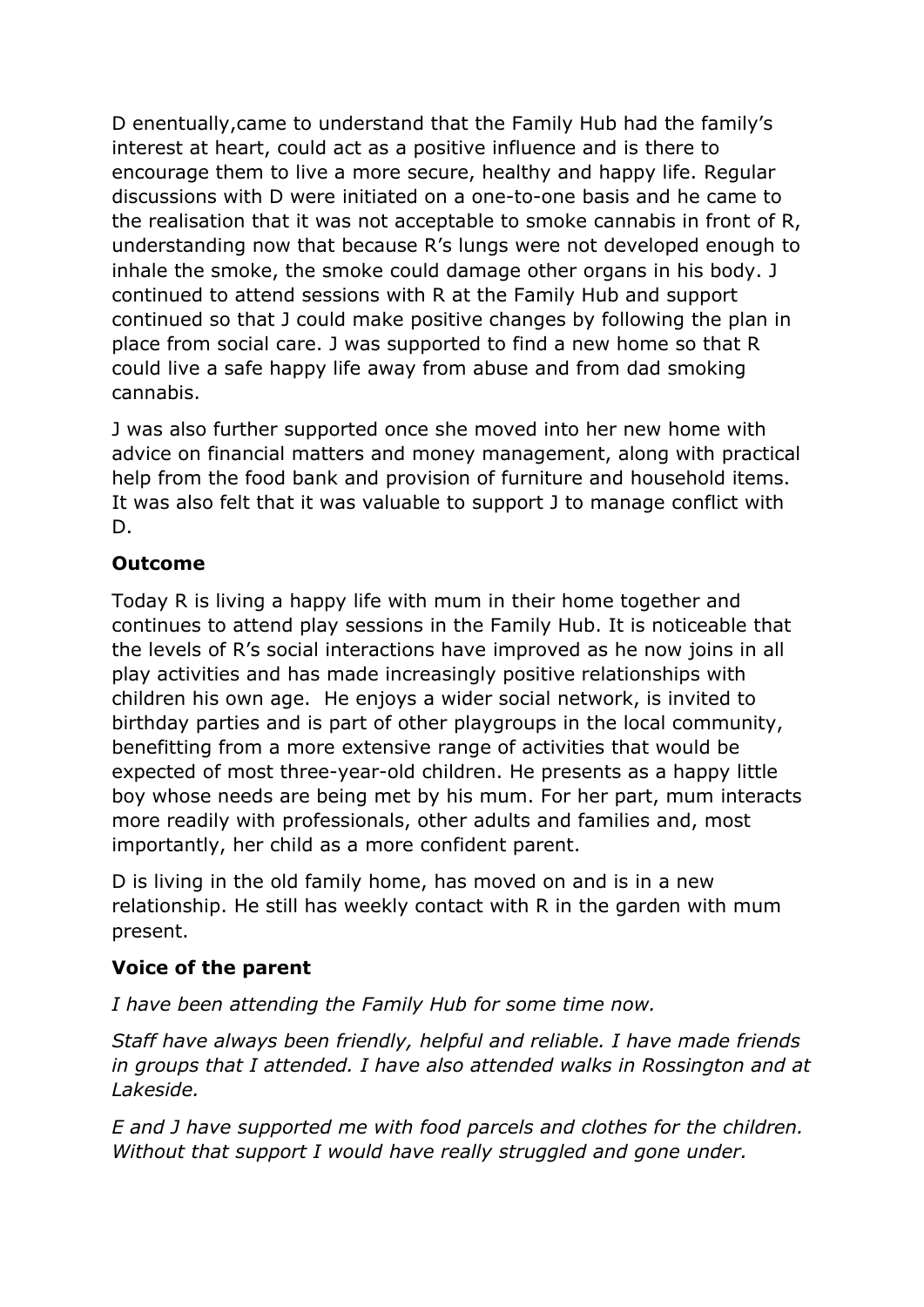D enentually,came to understand that the Family Hub had the family's interest at heart, could act as a positive influence and is there to encourage them to live a more secure, healthy and happy life. Regular discussions with D were initiated on a one-to-one basis and he came to the realisation that it was not acceptable to smoke cannabis in front of R, understanding now that because R's lungs were not developed enough to inhale the smoke, the smoke could damage other organs in his body. J continued to attend sessions with R at the Family Hub and support continued so that J could make positive changes by following the plan in place from social care. J was supported to find a new home so that R could live a safe happy life away from abuse and from dad smoking cannabis.

J was also further supported once she moved into her new home with advice on financial matters and money management, along with practical help from the food bank and provision of furniture and household items. It was also felt that it was valuable to support J to manage conflict with D.

**Outcome**

Today R is living a happy life with mum in their home together and continues to attend play sessions in the Family Hub. It is noticeable that the levels of R's social interactions have improved as he now joins in all play activities and has made increasingly positive relationships with children his own age. He enjoys a wider social network, is invited to birthday parties and is part of other playgroups in the local community, benefitting from a more extensive range of activities that would be expected of most three-year-old children. He presents as a happy little boy whose needs are being met by his mum. For her part, mum interacts more readily with professionals, other adults and families and, most importantly, her child as a more confident parent.

D is living in the old family home, has moved on and is in a new relationship. He still has weekly contact with R in the garden with mum present.

**Voice of the parent**

*I have been attending the Family Hub for some time now.*

*Staff have always been friendly, helpful and reliable. I have made friends in groups that I attended. I have also attended walks in Rossington and at Lakeside.*

*E and J have supported me with food parcels and clothes for the children. Without that support I would have really struggled and gone under.*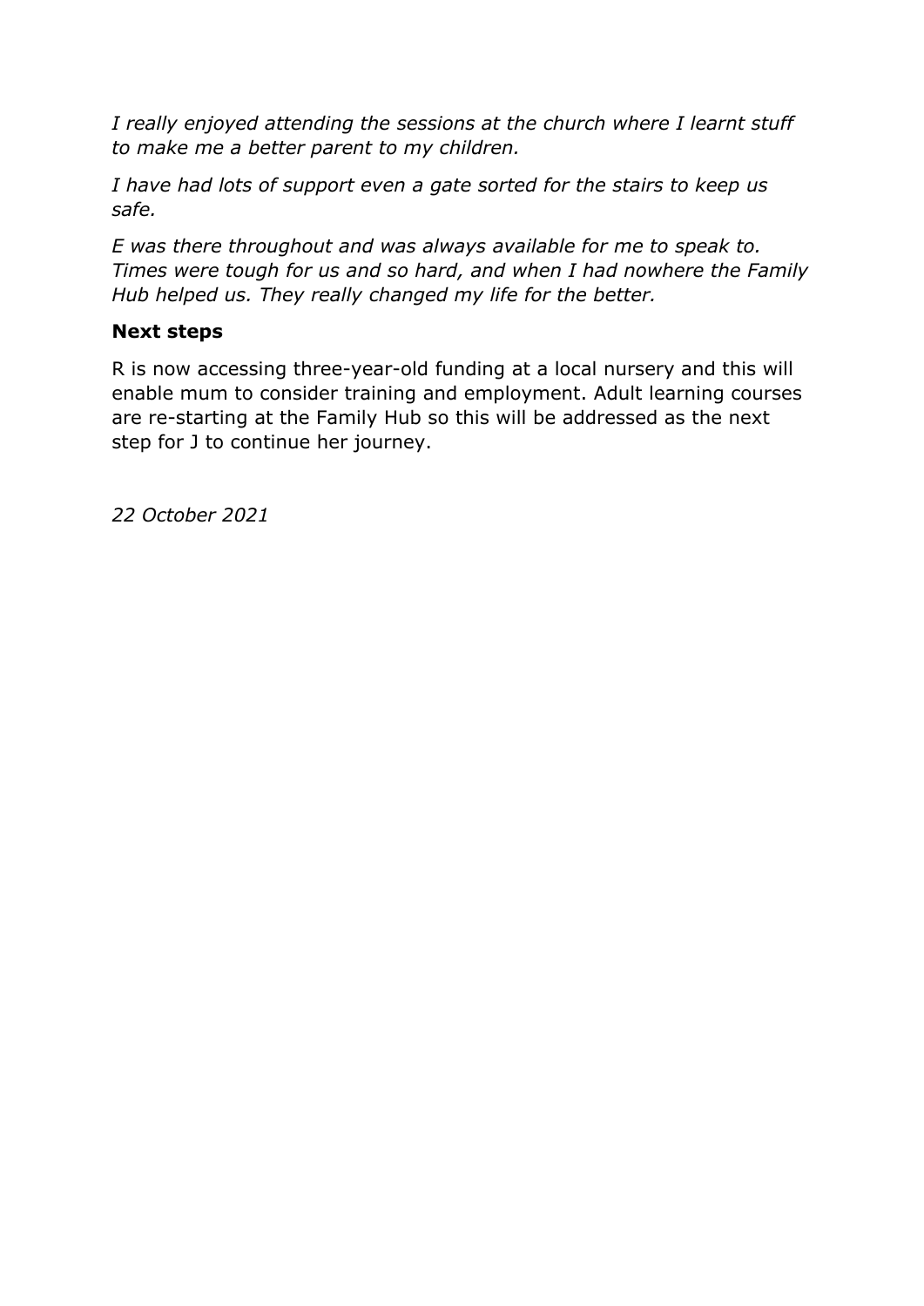*I really enjoyed attending the sessions at the church where I learnt stuff to make me a better parent to my children.*

*I have had lots of support even a gate sorted for the stairs to keep us safe.*

*E was there throughout and was always available for me to speak to. Times were tough for us and so hard, and when I had nowhere the Family Hub helped us. They really changed my life for the better.*

**Next steps**

R is now accessing three-year-old funding at a local nursery and this will enable mum to consider training and employment. Adult learning courses are re-starting at the Family Hub so this will be addressed as the next step for J to continue her journey.

*22 October 2021*